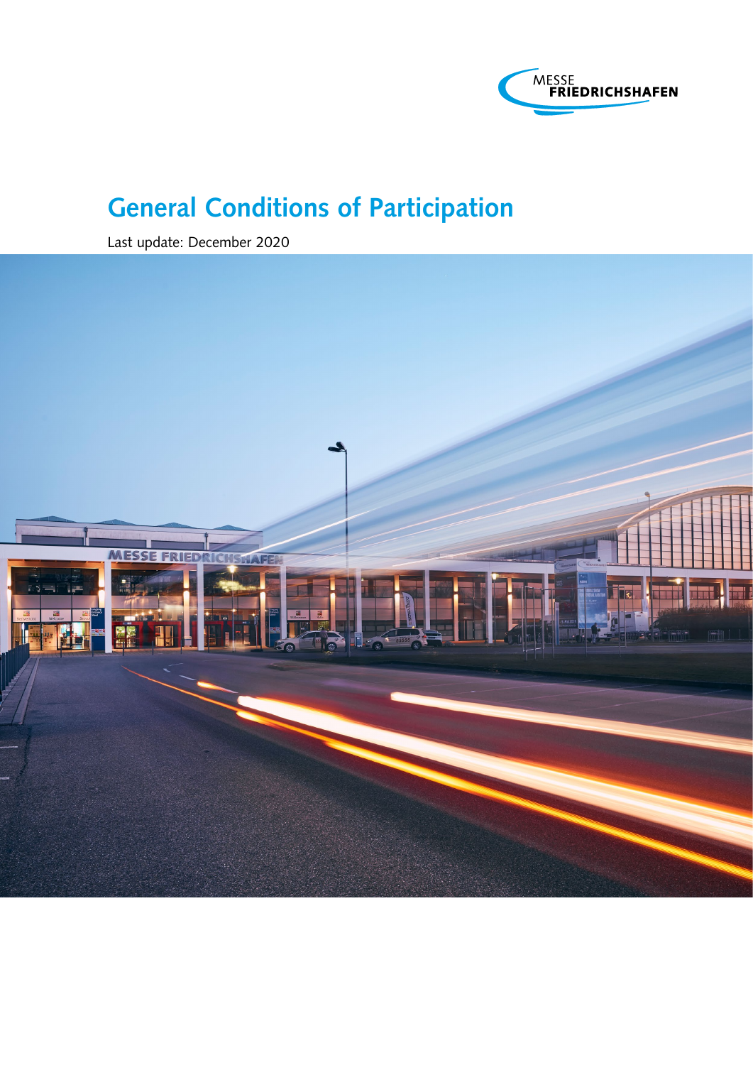MESSE FRIEDRICHSHAFEN

# General Conditions of Participation

Last update: December 2020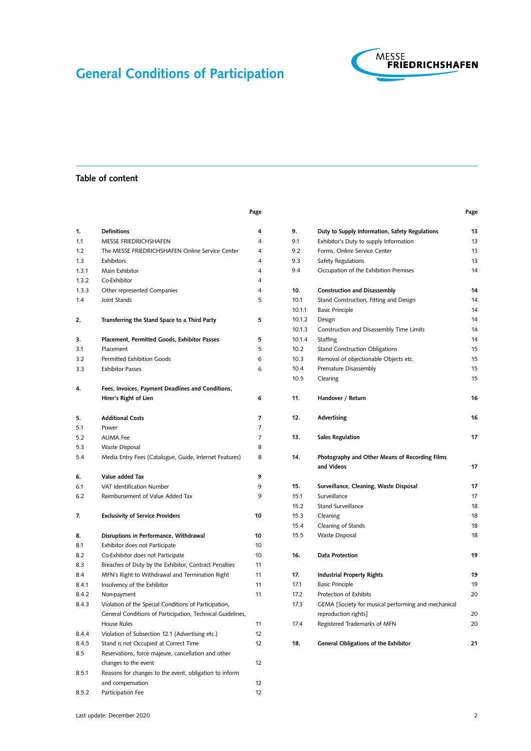# General Conditions of Participation

## Table of content

| | | Page |
|---|---|---|
| **1.** | **Definitions** | **4** |
| 1.1 | MESSE FRIEDRICHSHAFEN | 4 |
| 1.2 | The MESSE FRIEDRICHSHAFEN Online Service Center | 4 |
| 1.3 | Exhibitors | 4 |
| 1.3.1 | Main Exhibitor | 4 |
| 1.3.2 | Co-Exhibitor | 4 |
| 1.3.3 | Other represented Companies | 4 |
| 1.4 | Joint Stands | 5 |
| **2.** | **Transferring the Stand Space to a Third Party** | **5** |
| **3.** | **Placement, Permitted Goods, Exhibitor Passes** | **5** |
| 3.1 | Placement | 5 |
| 3.2 | Permitted Exhibition Goods | 6 |
| 3.3 | Exhibitor Passes | 6 |
| **4.** | **Fees, Invoices, Payment Deadlines and Conditions, Hirer's Right of Lien** | **6** |
| **5.** | **Additional Costs** | **7** |
| 5.1 | Power | 7 |
| 5.2 | AUMA Fee | 7 |
| 5.3 | Waste Disposal | 8 |
| 5.4 | Media Entry Fees (Catalogue, Guide, Internet Features) | 8 |
| **6.** | **Value added Tax** | **9** |
| 6.1 | VAT Identification Number | 9 |
| 6.2 | Reimbursement of Value Added Tax | 9 |
| **7.** | **Exclusivity of Service Providers** | **10** |
| **8.** | **Disruptions in Performance, Withdrawal** | **10** |
| 8.1 | Exhibitor does not Participate | 10 |
| 8.2 | Co-Exhibitor does not Participate | 10 |
| 8.3 | Breaches of Duty by the Exhibitor, Contract Penalties | 11 |
| 8.4 | MFN's Right to Withdrawal and Termination Right | 11 |
| 8.4.1 | Insolvency of the Exhibitor | 11 |
| 8.4.2 | Non-payment | 11 |
| 8.4.3 | Violation of the Special Conditions of Participation, General Conditions of Participation, Technical Guidelines, House Rules | 11 |
| 8.4.4 | Violation of Subsection 12.1 (Advertising etc.) | 12 |
| 8.4.5 | Stand is not Occupied at Correct Time | 12 |
| 8.5 | Reservations, force majeure, cancellation and other changes to the event | 12 |
| 8.5.1 | Reasons for changes to the event, obligation to inform and compensation | 12 |
| 8.5.2 | Participation Fee | 12 |
| **9.** | **Duty to Supply Information, Safety Regulations** | **13** |
| 9.1 | Exhibitor's Duty to supply Information | 13 |
| 9.2 | Forms, Online Service Center | 13 |
| 9.3 | Safety Regulations | 13 |
| 9.4 | Occupation of the Exhibition Premises | 14 |
| **10.** | **Construction and Disassembly** | **14** |
| 10.1 | Stand Construction, Fitting and Design | 14 |
| 10.1.1 | Basic Principle | 14 |
| 10.1.2 | Design | 14 |
| 10.1.3 | Construction and Disassembly Time Limits | 14 |
| 10.1.4 | Staffing | 14 |
| 10.2 | Stand Construction Obligations | 15 |
| 10.3 | Removal of objectionable Objects etc. | 15 |
| 10.4 | Premature Disassembly | 15 |
| 10.5 | Clearing | 15 |
| **11.** | **Handover / Return** | **16** |
| **12.** | **Advertising** | **16** |
| **13.** | **Sales Regulation** | **17** |
| **14.** | **Photography and Other Means of Recording Films and Videos** | **17** |
| **15.** | **Surveillance, Cleaning, Waste Disposal** | **17** |
| 15.1 | Surveillance | 17 |
| 15.2 | Stand Surveillance | 18 |
| 15.3 | Cleaning | 18 |
| 15.4 | Cleaning of Stands | 18 |
| 15.5 | Waste Disposal | 18 |
| **16.** | **Data Protection** | **19** |
| **17.** | **Industrial Property Rights** | **19** |
| 17.1 | Basic Principle | 19 |
| 17.2 | Protection of Exhibits | 20 |
| 17.3 | GEMA [Society for musical performing and mechanical reproduction rights] | 20 |
| 17.4 | Registered Trademarks of MFN | 20 |
| **18.** | **General Obligations of the Exhibitor** | **21** |

Last update: December 2020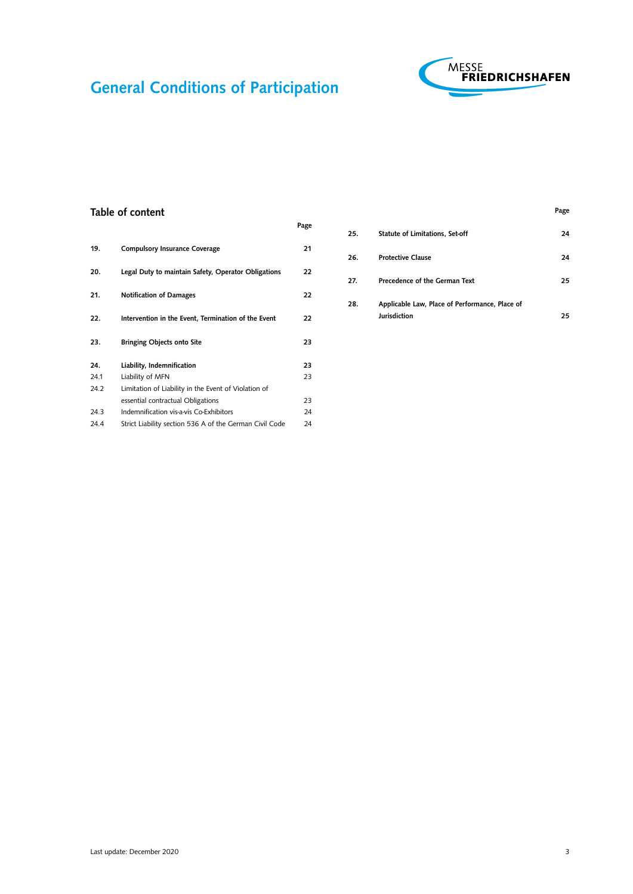# General Conditions of Participation

## Table of content

| | | Page |
|---|---|---|
| **19.** | **Compulsory Insurance Coverage** | **21** |
| **20.** | **Legal Duty to maintain Safety, Operator Obligations** | **22** |
| **21.** | **Notification of Damages** | **22** |
| **22.** | **Intervention in the Event, Termination of the Event** | **22** |
| **23.** | **Bringing Objects onto Site** | **23** |
| **24.** | **Liability, Indemnification** | **23** |
| 24.1 | Liability of MFN | 23 |
| 24.2 | Limitation of Liability in the Event of Violation of essential contractual Obligations | 23 |
| 24.3 | Indemnification vis-a-vis Co-Exhibitors | 24 |
| 24.4 | Strict Liability section 536 A of the German Civil Code | 24 |
| **25.** | **Statute of Limitations, Set-off** | **24** |
| **26.** | **Protective Clause** | **24** |
| **27.** | **Precedence of the German Text** | **25** |
| **28.** | **Applicable Law, Place of Performance, Place of Jurisdiction** | **25** |

Last update: December 2020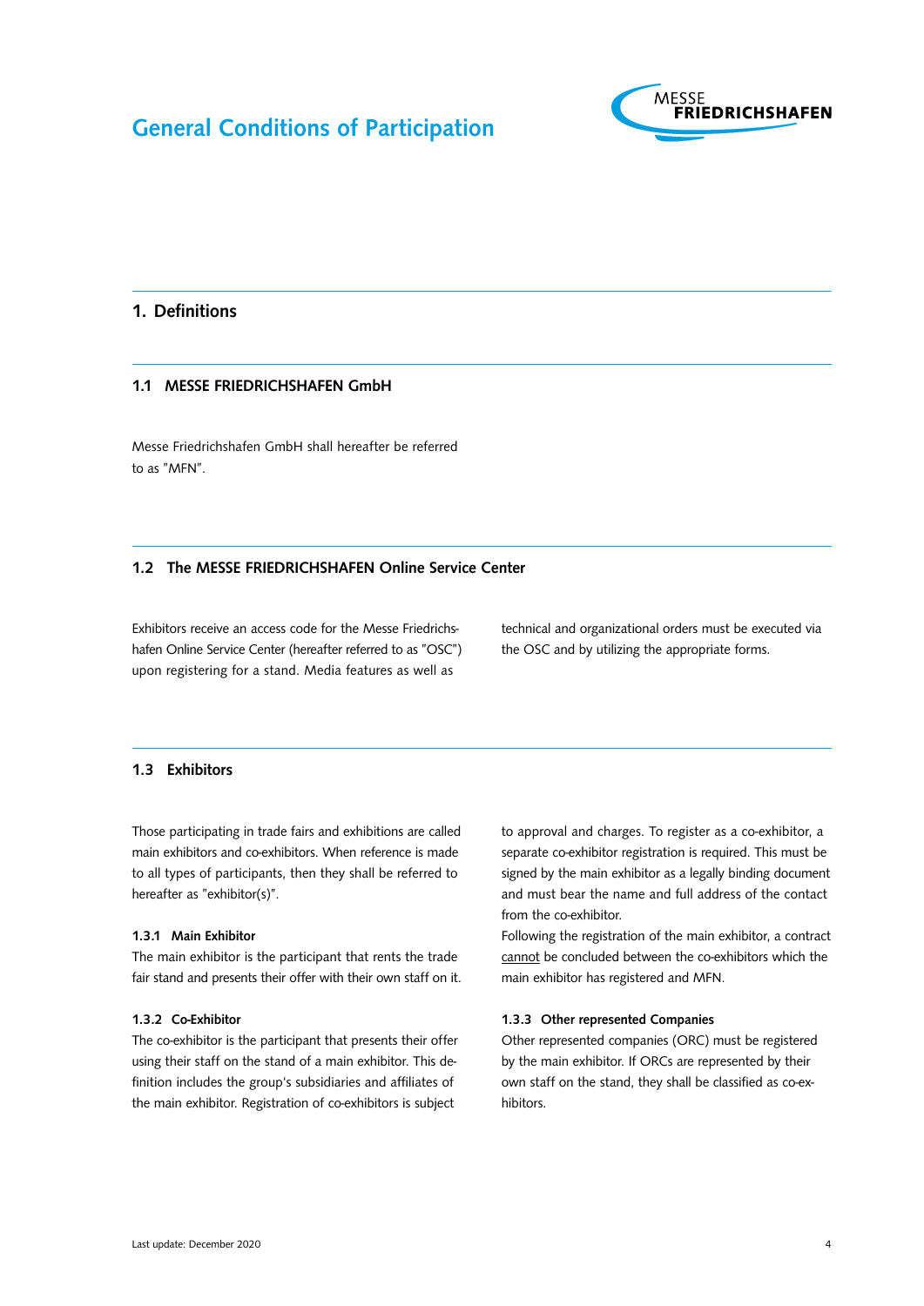# General Conditions of Participation

## 1. Definitions

### 1.1 MESSE FRIEDRICHSHAFEN GmbH

Messe Friedrichshafen GmbH shall hereafter be referred to as "MFN".

### 1.2 The MESSE FRIEDRICHSHAFEN Online Service Center

Exhibitors receive an access code for the Messe Friedrichshafen Online Service Center (hereafter referred to as "OSC") upon registering for a stand. Media features as well as technical and organizational orders must be executed via the OSC and by utilizing the appropriate forms.

### 1.3 Exhibitors

Those participating in trade fairs and exhibitions are called main exhibitors and co-exhibitors. When reference is made to all types of participants, then they shall be referred to hereafter as "exhibitor(s)".

#### 1.3.1 Main Exhibitor

The main exhibitor is the participant that rents the trade fair stand and presents their offer with their own staff on it.

#### 1.3.2 Co-Exhibitor

The co-exhibitor is the participant that presents their offer using their staff on the stand of a main exhibitor. This definition includes the group's subsidiaries and affiliates of the main exhibitor. Registration of co-exhibitors is subject to approval and charges. To register as a co-exhibitor, a separate co-exhibitor registration is required. This must be signed by the main exhibitor as a legally binding document and must bear the name and full address of the contact from the co-exhibitor.

Following the registration of the main exhibitor, a contract <u>cannot</u> be concluded between the co-exhibitors which the main exhibitor has registered and MFN.

#### 1.3.3 Other represented Companies

Other represented companies (ORC) must be registered by the main exhibitor. If ORCs are represented by their own staff on the stand, they shall be classified as co-exhibitors.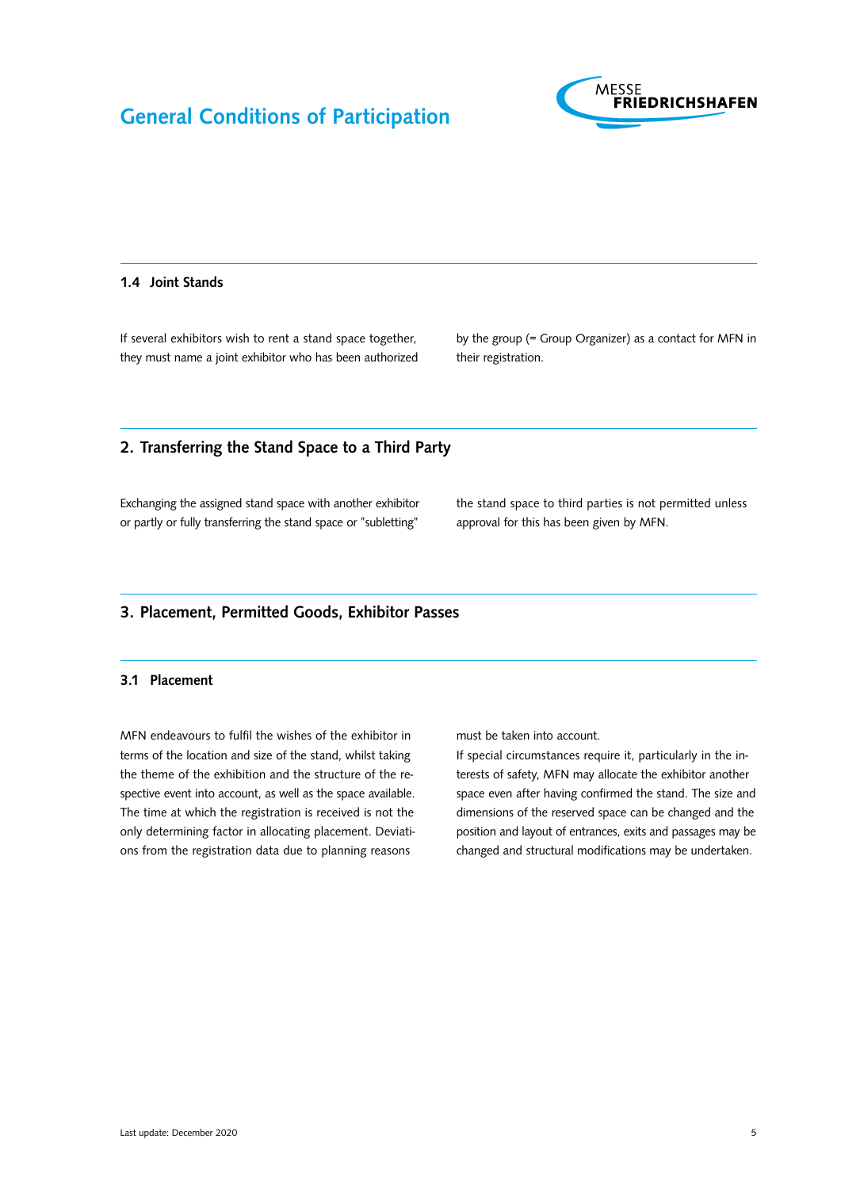### 1.4 Joint Stands

If several exhibitors wish to rent a stand space together, they must name a joint exhibitor who has been authorized by the group (= Group Organizer) as a contact for MFN in their registration.

## 2. Transferring the Stand Space to a Third Party

Exchanging the assigned stand space with another exhibitor or partly or fully transferring the stand space or "subletting" the stand space to third parties is not permitted unless approval for this has been given by MFN.

## 3. Placement, Permitted Goods, Exhibitor Passes

### 3.1 Placement

MFN endeavours to fulfil the wishes of the exhibitor in terms of the location and size of the stand, whilst taking the theme of the exhibition and the structure of the respective event into account, as well as the space available. The time at which the registration is received is not the only determining factor in allocating placement. Deviations from the registration data due to planning reasons must be taken into account.

If special circumstances require it, particularly in the interests of safety, MFN may allocate the exhibitor another space even after having confirmed the stand. The size and dimensions of the reserved space can be changed and the position and layout of entrances, exits and passages may be changed and structural modifications may be undertaken.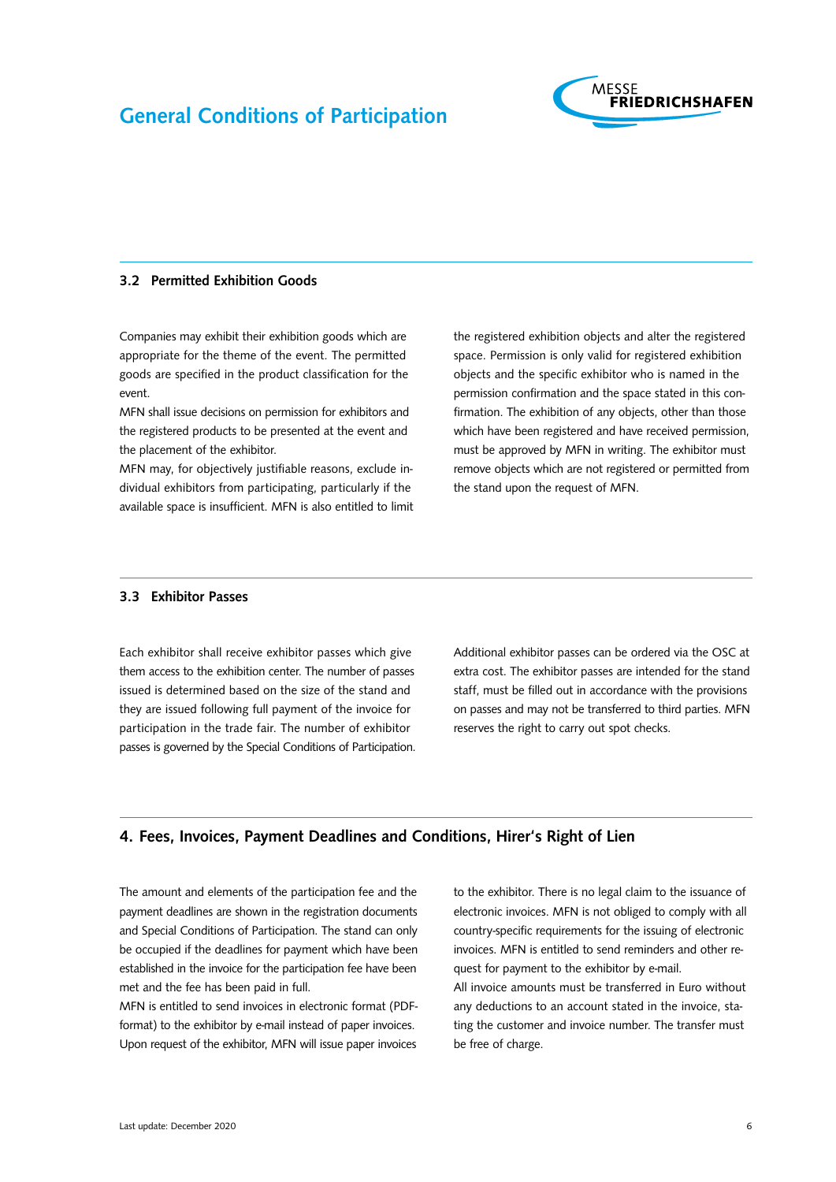### 3.2 Permitted Exhibition Goods

Companies may exhibit their exhibition goods which are appropriate for the theme of the event. The permitted goods are specified in the product classification for the event.

MFN shall issue decisions on permission for exhibitors and the registered products to be presented at the event and the placement of the exhibitor.

MFN may, for objectively justifiable reasons, exclude individual exhibitors from participating, particularly if the available space is insufficient. MFN is also entitled to limit the registered exhibition objects and alter the registered space. Permission is only valid for registered exhibition objects and the specific exhibitor who is named in the permission confirmation and the space stated in this confirmation. The exhibition of any objects, other than those which have been registered and have received permission, must be approved by MFN in writing. The exhibitor must remove objects which are not registered or permitted from the stand upon the request of MFN.

### 3.3 Exhibitor Passes

Each exhibitor shall receive exhibitor passes which give them access to the exhibition center. The number of passes issued is determined based on the size of the stand and they are issued following full payment of the invoice for participation in the trade fair. The number of exhibitor passes is governed by the Special Conditions of Participation. Additional exhibitor passes can be ordered via the OSC at extra cost. The exhibitor passes are intended for the stand staff, must be filled out in accordance with the provisions on passes and may not be transferred to third parties. MFN reserves the right to carry out spot checks.

## 4. Fees, Invoices, Payment Deadlines and Conditions, Hirer's Right of Lien

The amount and elements of the participation fee and the payment deadlines are shown in the registration documents and Special Conditions of Participation. The stand can only be occupied if the deadlines for payment which have been established in the invoice for the participation fee have been met and the fee has been paid in full.

MFN is entitled to send invoices in electronic format (PDF-format) to the exhibitor by e-mail instead of paper invoices. Upon request of the exhibitor, MFN will issue paper invoices to the exhibitor. There is no legal claim to the issuance of electronic invoices. MFN is not obliged to comply with all country-specific requirements for the issuing of electronic invoices. MFN is entitled to send reminders and other request for payment to the exhibitor by e-mail.

All invoice amounts must be transferred in Euro without any deductions to an account stated in the invoice, stating the customer and invoice number. The transfer must be free of charge.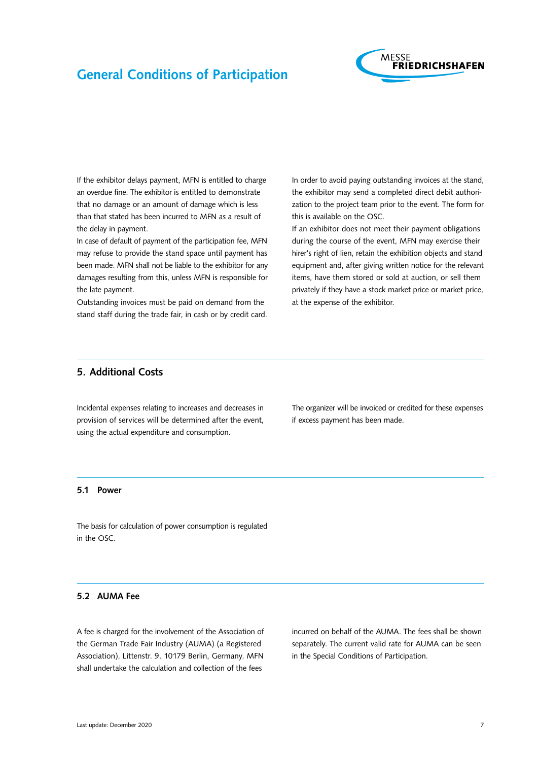If the exhibitor delays payment, MFN is entitled to charge an overdue fine. The exhibitor is entitled to demonstrate that no damage or an amount of damage which is less than that stated has been incurred to MFN as a result of the delay in payment.

In case of default of payment of the participation fee, MFN may refuse to provide the stand space until payment has been made. MFN shall not be liable to the exhibitor for any damages resulting from this, unless MFN is responsible for the late payment.

Outstanding invoices must be paid on demand from the stand staff during the trade fair, in cash or by credit card.

In order to avoid paying outstanding invoices at the stand, the exhibitor may send a completed direct debit authorization to the project team prior to the event. The form for this is available on the OSC.

If an exhibitor does not meet their payment obligations during the course of the event, MFN may exercise their hirer's right of lien, retain the exhibition objects and stand equipment and, after giving written notice for the relevant items, have them stored or sold at auction, or sell them privately if they have a stock market price or market price, at the expense of the exhibitor.

## 5. Additional Costs

Incidental expenses relating to increases and decreases in provision of services will be determined after the event, using the actual expenditure and consumption.

The organizer will be invoiced or credited for these expenses if excess payment has been made.

### 5.1 Power

The basis for calculation of power consumption is regulated in the OSC.

### 5.2 AUMA Fee

A fee is charged for the involvement of the Association of the German Trade Fair Industry (AUMA) (a Registered Association), Littenstr. 9, 10179 Berlin, Germany. MFN shall undertake the calculation and collection of the fees incurred on behalf of the AUMA. The fees shall be shown separately. The current valid rate for AUMA can be seen in the Special Conditions of Participation.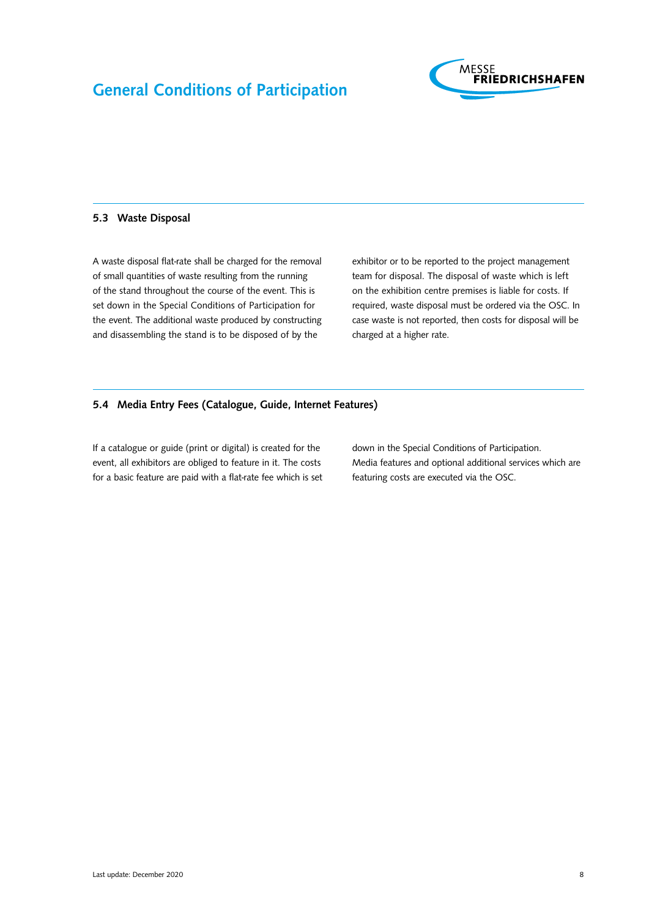### 5.3 Waste Disposal

A waste disposal flat-rate shall be charged for the removal of small quantities of waste resulting from the running of the stand throughout the course of the event. This is set down in the Special Conditions of Participation for the event. The additional waste produced by constructing and disassembling the stand is to be disposed of by the exhibitor or to be reported to the project management team for disposal. The disposal of waste which is left on the exhibition centre premises is liable for costs. If required, waste disposal must be ordered via the OSC. In case waste is not reported, then costs for disposal will be charged at a higher rate.

### 5.4 Media Entry Fees (Catalogue, Guide, Internet Features)

If a catalogue or guide (print or digital) is created for the event, all exhibitors are obliged to feature in it. The costs for a basic feature are paid with a flat-rate fee which is set down in the Special Conditions of Participation.
Media features and optional additional services which are featuring costs are executed via the OSC.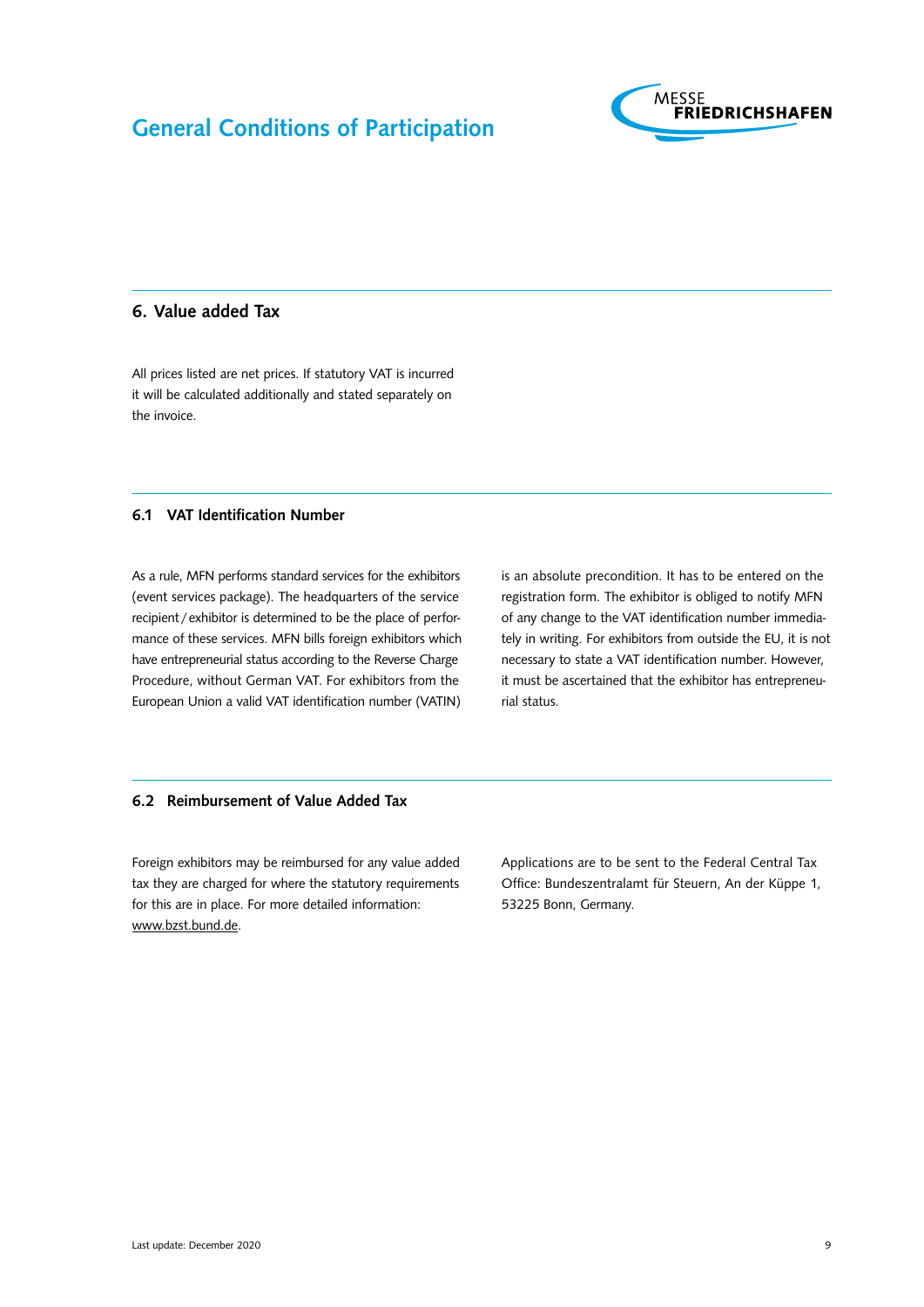## 6. Value added Tax

All prices listed are net prices. If statutory VAT is incurred it will be calculated additionally and stated separately on the invoice.

### 6.1 VAT Identification Number

As a rule, MFN performs standard services for the exhibitors (event services package). The headquarters of the service recipient / exhibitor is determined to be the place of performance of these services. MFN bills foreign exhibitors which have entrepreneurial status according to the Reverse Charge Procedure, without German VAT. For exhibitors from the European Union a valid VAT identification number (VATIN) is an absolute precondition. It has to be entered on the registration form. The exhibitor is obliged to notify MFN of any change to the VAT identification number immediately in writing. For exhibitors from outside the EU, it is not necessary to state a VAT identification number. However, it must be ascertained that the exhibitor has entrepreneurial status.

### 6.2 Reimbursement of Value Added Tax

Foreign exhibitors may be reimbursed for any value added tax they are charged for where the statutory requirements for this are in place. For more detailed information: www.bzst.bund.de. Applications are to be sent to the Federal Central Tax Office: Bundeszentralamt für Steuern, An der Küppe 1, 53225 Bonn, Germany.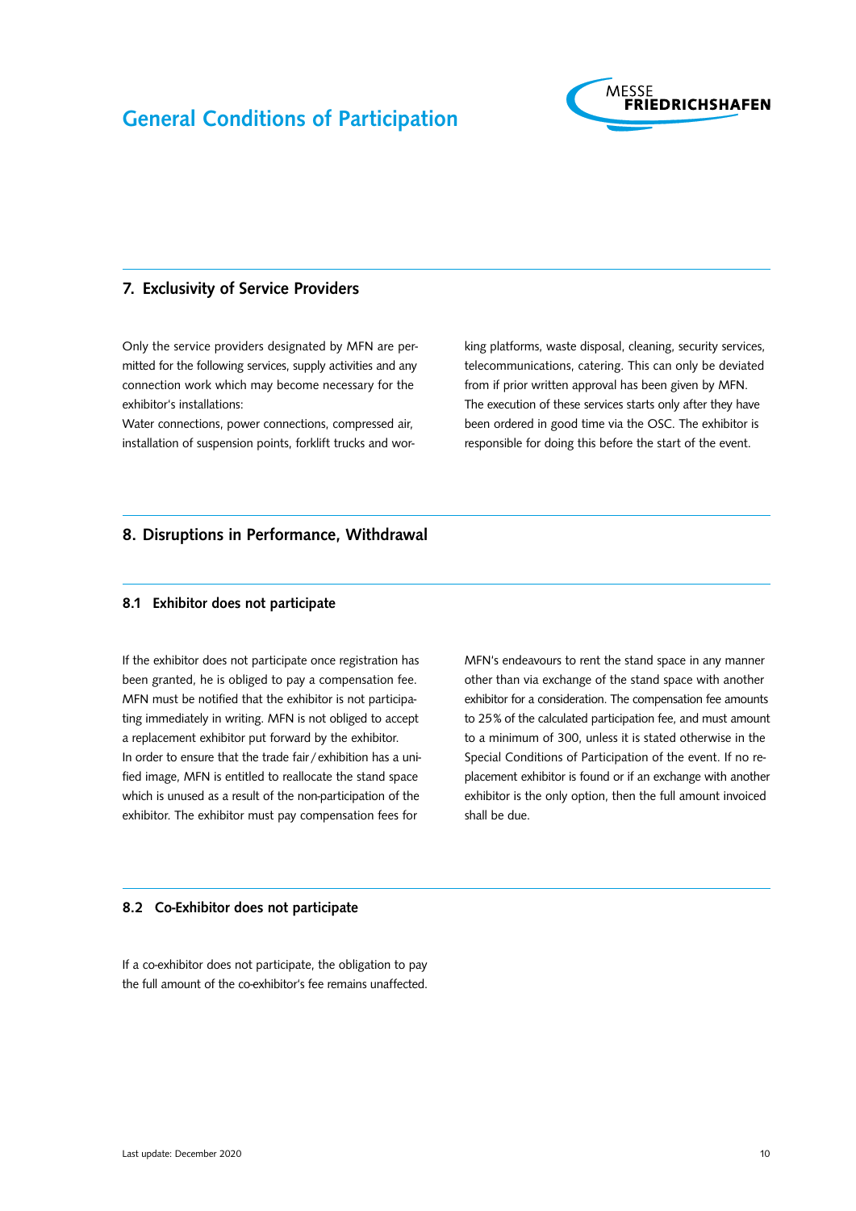## 7. Exclusivity of Service Providers

Only the service providers designated by MFN are permitted for the following services, supply activities and any connection work which may become necessary for the exhibitor's installations:

Water connections, power connections, compressed air, installation of suspension points, forklift trucks and working platforms, waste disposal, cleaning, security services, telecommunications, catering. This can only be deviated from if prior written approval has been given by MFN. The execution of these services starts only after they have been ordered in good time via the OSC. The exhibitor is responsible for doing this before the start of the event.

## 8. Disruptions in Performance, Withdrawal

### 8.1 Exhibitor does not participate

If the exhibitor does not participate once registration has been granted, he is obliged to pay a compensation fee. MFN must be notified that the exhibitor is not participating immediately in writing. MFN is not obliged to accept a replacement exhibitor put forward by the exhibitor.

In order to ensure that the trade fair / exhibition has a unified image, MFN is entitled to reallocate the stand space which is unused as a result of the non-participation of the exhibitor. The exhibitor must pay compensation fees for MFN's endeavours to rent the stand space in any manner other than via exchange of the stand space with another exhibitor for a consideration. The compensation fee amounts to 25% of the calculated participation fee, and must amount to a minimum of 300, unless it is stated otherwise in the Special Conditions of Participation of the event. If no replacement exhibitor is found or if an exchange with another exhibitor is the only option, then the full amount invoiced shall be due.

### 8.2 Co-Exhibitor does not participate

If a co-exhibitor does not participate, the obligation to pay the full amount of the co-exhibitor's fee remains unaffected.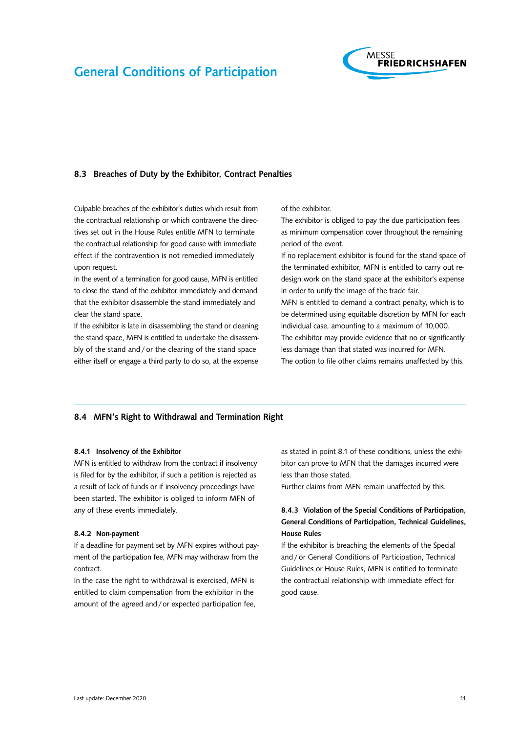## 8.3 Breaches of Duty by the Exhibitor, Contract Penalties

Culpable breaches of the exhibitor's duties which result from the contractual relationship or which contravene the directives set out in the House Rules entitle MFN to terminate the contractual relationship for good cause with immediate effect if the contravention is not remedied immediately upon request.

In the event of a termination for good cause, MFN is entitled to close the stand of the exhibitor immediately and demand that the exhibitor disassemble the stand immediately and clear the stand space.

If the exhibitor is late in disassembling the stand or cleaning the stand space, MFN is entitled to undertake the disassembly of the stand and / or the clearing of the stand space either itself or engage a third party to do so, at the expense of the exhibitor.

The exhibitor is obliged to pay the due participation fees as minimum compensation cover throughout the remaining period of the event.

If no replacement exhibitor is found for the stand space of the terminated exhibitor, MFN is entitled to carry out redesign work on the stand space at the exhibitor's expense in order to unify the image of the trade fair.

MFN is entitled to demand a contract penalty, which is to be determined using equitable discretion by MFN for each individual case, amounting to a maximum of 10,000.

The exhibitor may provide evidence that no or significantly less damage than that stated was incurred for MFN.

The option to file other claims remains unaffected by this.

## 8.4 MFN's Right to Withdrawal and Termination Right

### 8.4.1 Insolvency of the Exhibitor

MFN is entitled to withdraw from the contract if insolvency is filed for by the exhibitor, if such a petition is rejected as a result of lack of funds or if insolvency proceedings have been started. The exhibitor is obliged to inform MFN of any of these events immediately.

### 8.4.2 Non-payment

If a deadline for payment set by MFN expires without payment of the participation fee, MFN may withdraw from the contract.

In the case the right to withdrawal is exercised, MFN is entitled to claim compensation from the exhibitor in the amount of the agreed and / or expected participation fee, as stated in point 8.1 of these conditions, unless the exhibitor can prove to MFN that the damages incurred were less than those stated.

Further claims from MFN remain unaffected by this.

### 8.4.3 Violation of the Special Conditions of Participation, General Conditions of Participation, Technical Guidelines, House Rules

If the exhibitor is breaching the elements of the Special and / or General Conditions of Participation, Technical Guidelines or House Rules, MFN is entitled to terminate the contractual relationship with immediate effect for good cause.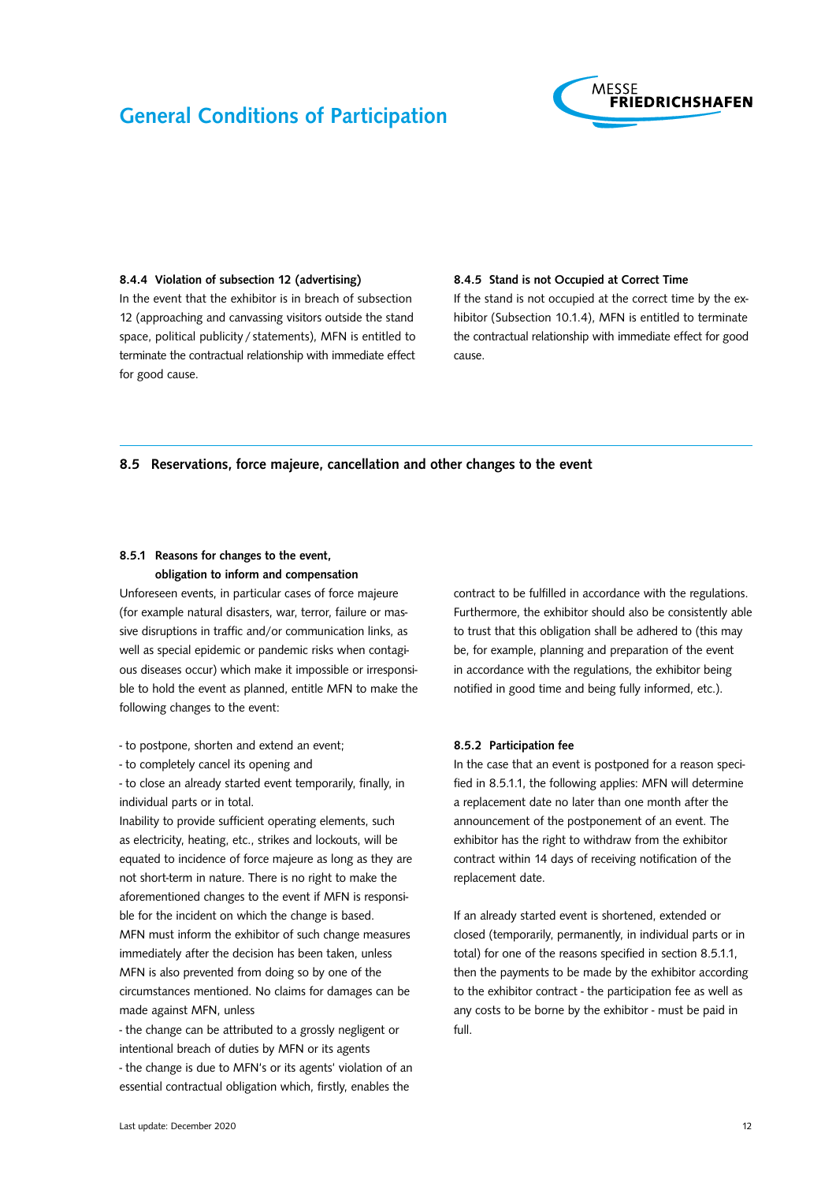#### 8.4.4 Violation of subsection 12 (advertising)

In the event that the exhibitor is in breach of subsection 12 (approaching and canvassing visitors outside the stand space, political publicity / statements), MFN is entitled to terminate the contractual relationship with immediate effect for good cause.

#### 8.4.5 Stand is not Occupied at Correct Time

If the stand is not occupied at the correct time by the exhibitor (Subsection 10.1.4), MFN is entitled to terminate the contractual relationship with immediate effect for good cause.

### 8.5 Reservations, force majeure, cancellation and other changes to the event

#### 8.5.1 Reasons for changes to the event, obligation to inform and compensation

Unforeseen events, in particular cases of force majeure (for example natural disasters, war, terror, failure or massive disruptions in traffic and/or communication links, as well as special epidemic or pandemic risks when contagious diseases occur) which make it impossible or irresponsible to hold the event as planned, entitle MFN to make the following changes to the event:

- to postpone, shorten and extend an event;
- to completely cancel its opening and
- to close an already started event temporarily, finally, in individual parts or in total.

Inability to provide sufficient operating elements, such as electricity, heating, etc., strikes and lockouts, will be equated to incidence of force majeure as long as they are not short-term in nature. There is no right to make the aforementioned changes to the event if MFN is responsible for the incident on which the change is based.
MFN must inform the exhibitor of such change measures immediately after the decision has been taken, unless MFN is also prevented from doing so by one of the circumstances mentioned. No claims for damages can be made against MFN, unless

- the change can be attributed to a grossly negligent or intentional breach of duties by MFN or its agents
- the change is due to MFN's or its agents' violation of an essential contractual obligation which, firstly, enables the contract to be fulfilled in accordance with the regulations. Furthermore, the exhibitor should also be consistently able to trust that this obligation shall be adhered to (this may be, for example, planning and preparation of the event in accordance with the regulations, the exhibitor being notified in good time and being fully informed, etc.).

#### 8.5.2 Participation fee

In the case that an event is postponed for a reason specified in 8.5.1.1, the following applies: MFN will determine a replacement date no later than one month after the announcement of the postponement of an event. The exhibitor has the right to withdraw from the exhibitor contract within 14 days of receiving notification of the replacement date.

If an already started event is shortened, extended or closed (temporarily, permanently, in individual parts or in total) for one of the reasons specified in section 8.5.1.1, then the payments to be made by the exhibitor according to the exhibitor contract - the participation fee as well as any costs to be borne by the exhibitor - must be paid in full.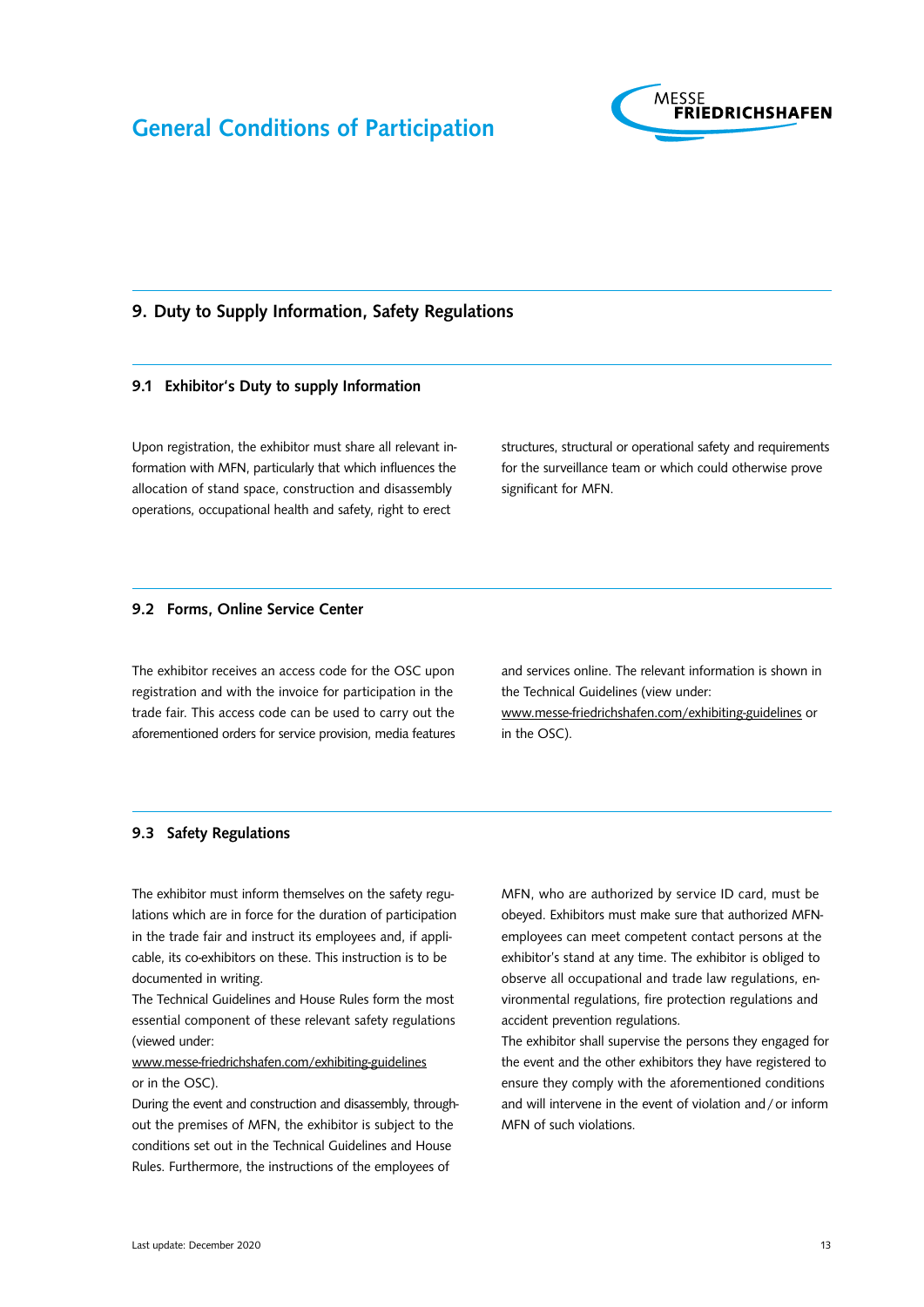## 9. Duty to Supply Information, Safety Regulations

### 9.1 Exhibitor's Duty to supply Information

Upon registration, the exhibitor must share all relevant information with MFN, particularly that which influences the allocation of stand space, construction and disassembly operations, occupational health and safety, right to erect structures, structural or operational safety and requirements for the surveillance team or which could otherwise prove significant for MFN.

### 9.2 Forms, Online Service Center

The exhibitor receives an access code for the OSC upon registration and with the invoice for participation in the trade fair. This access code can be used to carry out the aforementioned orders for service provision, media features and services online. The relevant information is shown in the Technical Guidelines (view under: www.messe-friedrichshafen.com/exhibiting-guidelines or in the OSC).

### 9.3 Safety Regulations

The exhibitor must inform themselves on the safety regulations which are in force for the duration of participation in the trade fair and instruct its employees and, if applicable, its co-exhibitors on these. This instruction is to be documented in writing.

The Technical Guidelines and House Rules form the most essential component of these relevant safety regulations (viewed under: www.messe-friedrichshafen.com/exhibiting-guidelines or in the OSC).

During the event and construction and disassembly, throughout the premises of MFN, the exhibitor is subject to the conditions set out in the Technical Guidelines and House Rules. Furthermore, the instructions of the employees of MFN, who are authorized by service ID card, must be obeyed. Exhibitors must make sure that authorized MFN-employees can meet competent contact persons at the exhibitor's stand at any time. The exhibitor is obliged to observe all occupational and trade law regulations, environmental regulations, fire protection regulations and accident prevention regulations.

The exhibitor shall supervise the persons they engaged for the event and the other exhibitors they have registered to ensure they comply with the aforementioned conditions and will intervene in the event of violation and / or inform MFN of such violations.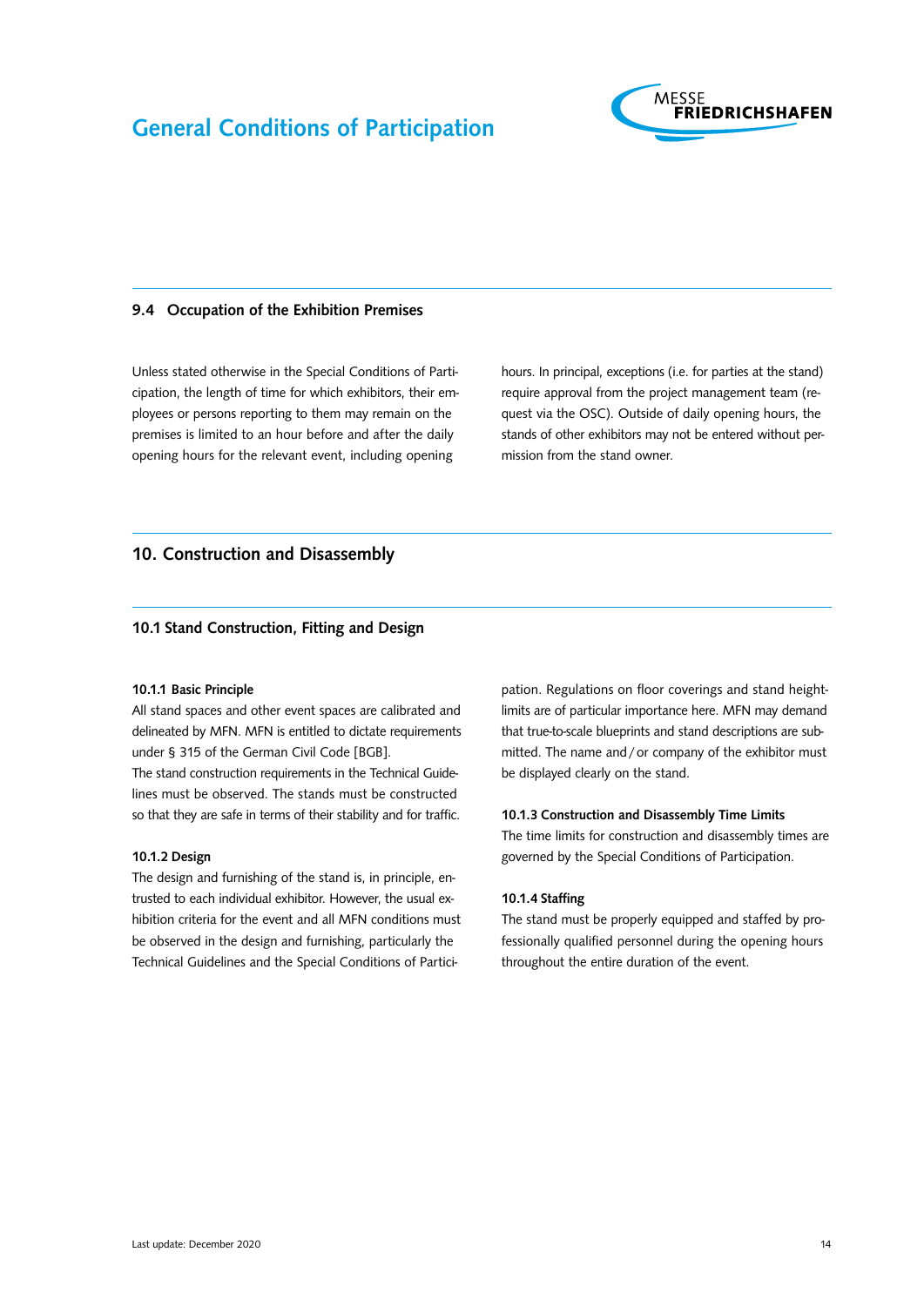### 9.4 Occupation of the Exhibition Premises

Unless stated otherwise in the Special Conditions of Participation, the length of time for which exhibitors, their employees or persons reporting to them may remain on the premises is limited to an hour before and after the daily opening hours for the relevant event, including opening hours. In principal, exceptions (i.e. for parties at the stand) require approval from the project management team (request via the OSC). Outside of daily opening hours, the stands of other exhibitors may not be entered without permission from the stand owner.

## 10. Construction and Disassembly

### 10.1 Stand Construction, Fitting and Design

**10.1.1 Basic Principle**
All stand spaces and other event spaces are calibrated and delineated by MFN. MFN is entitled to dictate requirements under § 315 of the German Civil Code [BGB].
The stand construction requirements in the Technical Guidelines must be observed. The stands must be constructed so that they are safe in terms of their stability and for traffic.

**10.1.2 Design**
The design and furnishing of the stand is, in principle, entrusted to each individual exhibitor. However, the usual exhibition criteria for the event and all MFN conditions must be observed in the design and furnishing, particularly the Technical Guidelines and the Special Conditions of Participation. Regulations on floor coverings and stand height-limits are of particular importance here. MFN may demand that true-to-scale blueprints and stand descriptions are submitted. The name and / or company of the exhibitor must be displayed clearly on the stand.

**10.1.3 Construction and Disassembly Time Limits**
The time limits for construction and disassembly times are governed by the Special Conditions of Participation.

**10.1.4 Staffing**
The stand must be properly equipped and staffed by professionally qualified personnel during the opening hours throughout the entire duration of the event.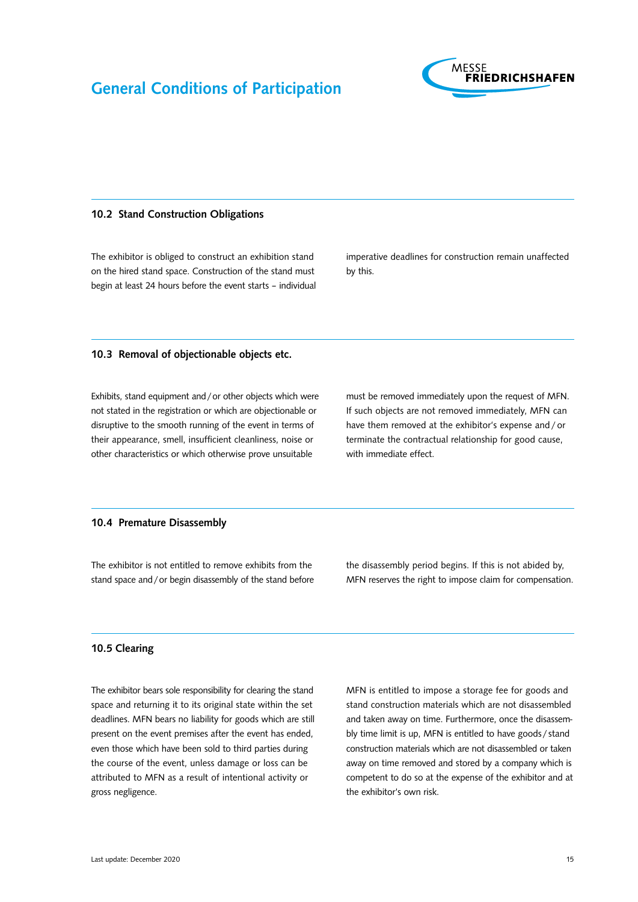### 10.2 Stand Construction Obligations

The exhibitor is obliged to construct an exhibition stand on the hired stand space. Construction of the stand must begin at least 24 hours before the event starts – individual imperative deadlines for construction remain unaffected by this.

### 10.3 Removal of objectionable objects etc.

Exhibits, stand equipment and / or other objects which were not stated in the registration or which are objectionable or disruptive to the smooth running of the event in terms of their appearance, smell, insufficient cleanliness, noise or other characteristics or which otherwise prove unsuitable must be removed immediately upon the request of MFN. If such objects are not removed immediately, MFN can have them removed at the exhibitor's expense and / or terminate the contractual relationship for good cause, with immediate effect.

### 10.4 Premature Disassembly

The exhibitor is not entitled to remove exhibits from the stand space and / or begin disassembly of the stand before the disassembly period begins. If this is not abided by, MFN reserves the right to impose claim for compensation.

### 10.5 Clearing

The exhibitor bears sole responsibility for clearing the stand space and returning it to its original state within the set deadlines. MFN bears no liability for goods which are still present on the event premises after the event has ended, even those which have been sold to third parties during the course of the event, unless damage or loss can be attributed to MFN as a result of intentional activity or gross negligence.

MFN is entitled to impose a storage fee for goods and stand construction materials which are not disassembled and taken away on time. Furthermore, once the disassembly time limit is up, MFN is entitled to have goods / stand construction materials which are not disassembled or taken away on time removed and stored by a company which is competent to do so at the expense of the exhibitor and at the exhibitor's own risk.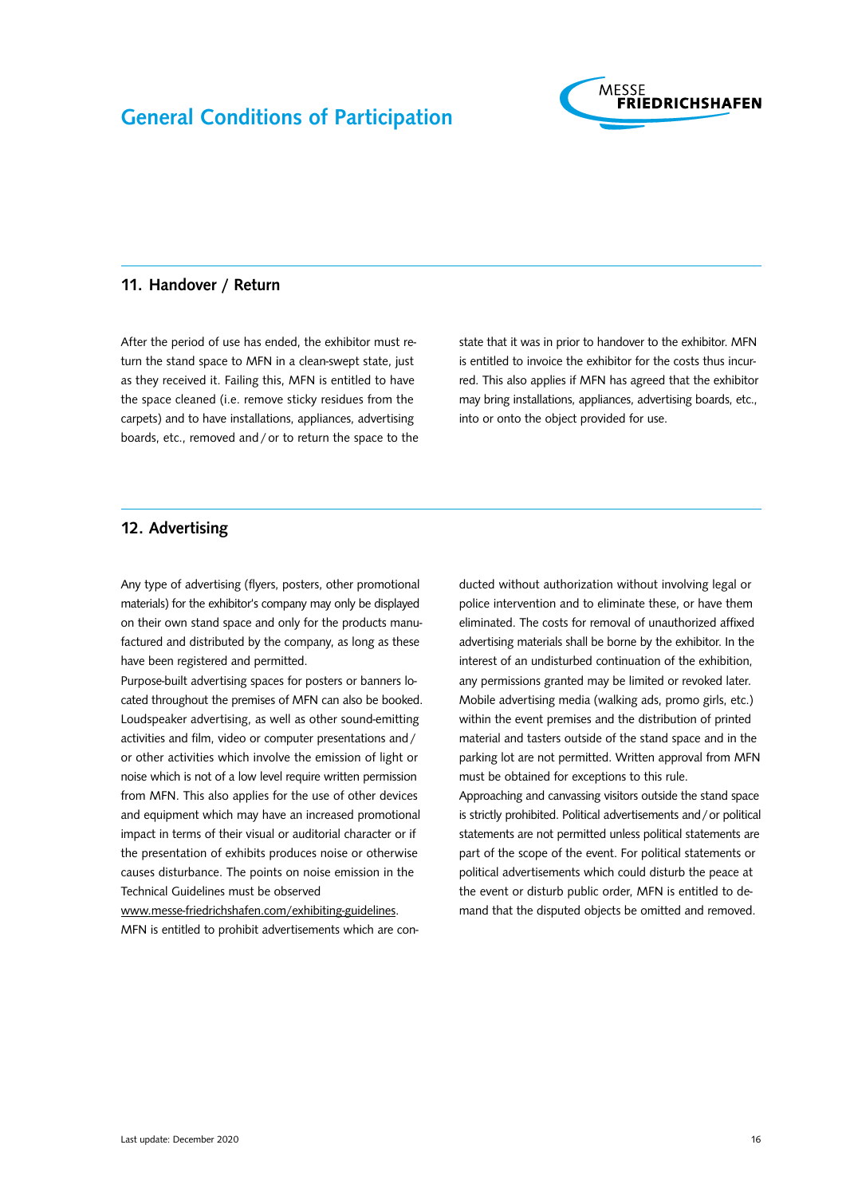## 11. Handover / Return

After the period of use has ended, the exhibitor must return the stand space to MFN in a clean-swept state, just as they received it. Failing this, MFN is entitled to have the space cleaned (i.e. remove sticky residues from the carpets) and to have installations, appliances, advertising boards, etc., removed and / or to return the space to the state that it was in prior to handover to the exhibitor. MFN is entitled to invoice the exhibitor for the costs thus incurred. This also applies if MFN has agreed that the exhibitor may bring installations, appliances, advertising boards, etc., into or onto the object provided for use.

## 12. Advertising

Any type of advertising (flyers, posters, other promotional materials) for the exhibitor's company may only be displayed on their own stand space and only for the products manufactured and distributed by the company, as long as these have been registered and permitted.
Purpose-built advertising spaces for posters or banners located throughout the premises of MFN can also be booked. Loudspeaker advertising, as well as other sound-emitting activities and film, video or computer presentations and / or other activities which involve the emission of light or noise which is not of a low level require written permission from MFN. This also applies for the use of other devices and equipment which may have an increased promotional impact in terms of their visual or auditorial character or if the presentation of exhibits produces noise or otherwise causes disturbance. The points on noise emission in the Technical Guidelines must be observed
www.messe-friedrichshafen.com/exhibiting-guidelines.
MFN is entitled to prohibit advertisements which are conducted without authorization without involving legal or police intervention and to eliminate these, or have them eliminated. The costs for removal of unauthorized affixed advertising materials shall be borne by the exhibitor. In the interest of an undisturbed continuation of the exhibition, any permissions granted may be limited or revoked later. Mobile advertising media (walking ads, promo girls, etc.) within the event premises and the distribution of printed material and tasters outside of the stand space and in the parking lot are not permitted. Written approval from MFN must be obtained for exceptions to this rule.
Approaching and canvassing visitors outside the stand space is strictly prohibited. Political advertisements and / or political statements are not permitted unless political statements are part of the scope of the event. For political statements or political advertisements which could disturb the peace at the event or disturb public order, MFN is entitled to demand that the disputed objects be omitted and removed.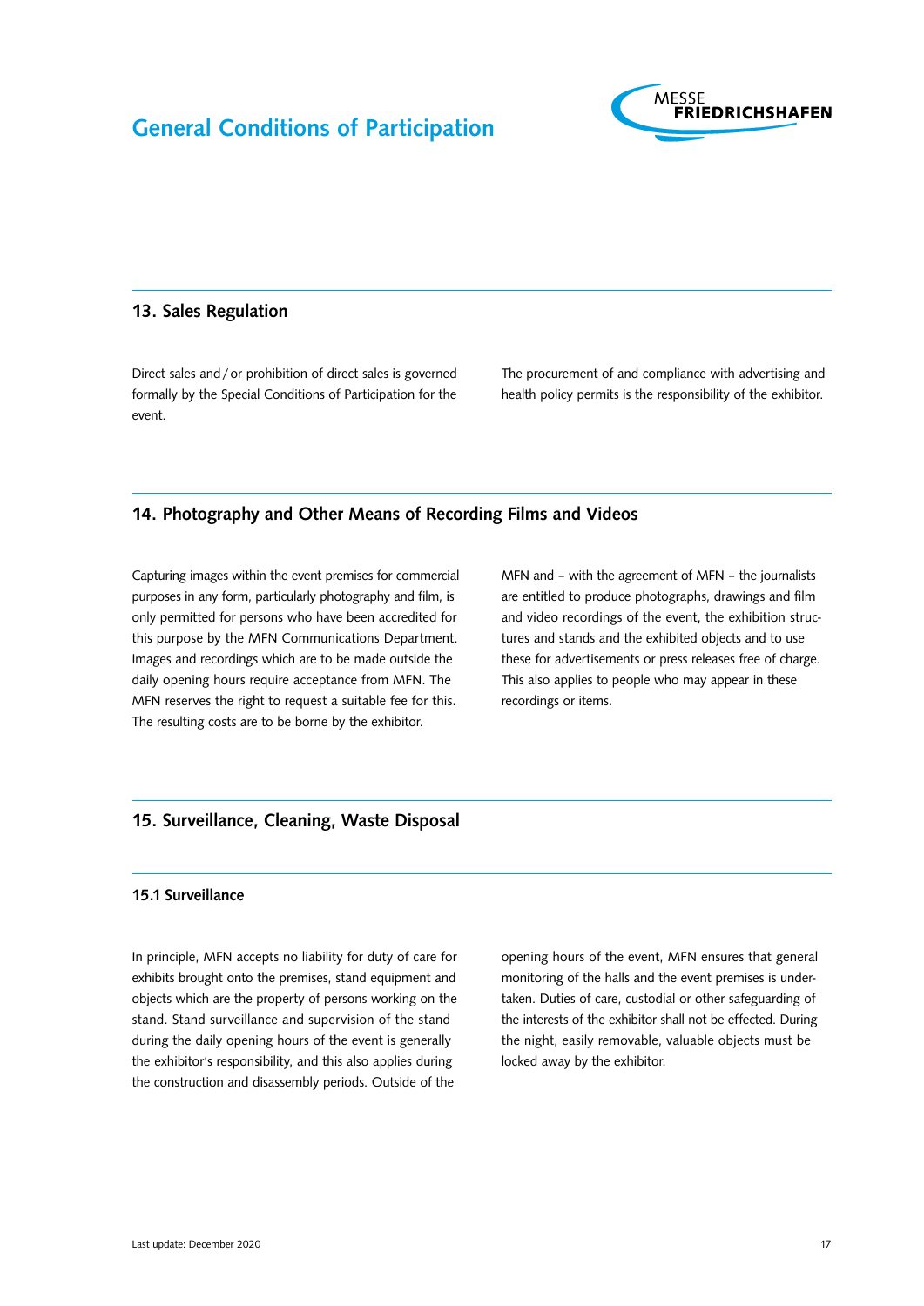## 13. Sales Regulation

Direct sales and / or prohibition of direct sales is governed formally by the Special Conditions of Participation for the event.

The procurement of and compliance with advertising and health policy permits is the responsibility of the exhibitor.

## 14. Photography and Other Means of Recording Films and Videos

Capturing images within the event premises for commercial purposes in any form, particularly photography and film, is only permitted for persons who have been accredited for this purpose by the MFN Communications Department. Images and recordings which are to be made outside the daily opening hours require acceptance from MFN. The MFN reserves the right to request a suitable fee for this. The resulting costs are to be borne by the exhibitor.

MFN and – with the agreement of MFN – the journalists are entitled to produce photographs, drawings and film and video recordings of the event, the exhibition structures and stands and the exhibited objects and to use these for advertisements or press releases free of charge. This also applies to people who may appear in these recordings or items.

## 15. Surveillance, Cleaning, Waste Disposal

### 15.1 Surveillance

In principle, MFN accepts no liability for duty of care for exhibits brought onto the premises, stand equipment and objects which are the property of persons working on the stand. Stand surveillance and supervision of the stand during the daily opening hours of the event is generally the exhibitor's responsibility, and this also applies during the construction and disassembly periods. Outside of the opening hours of the event, MFN ensures that general monitoring of the halls and the event premises is undertaken. Duties of care, custodial or other safeguarding of the interests of the exhibitor shall not be effected. During the night, easily removable, valuable objects must be locked away by the exhibitor.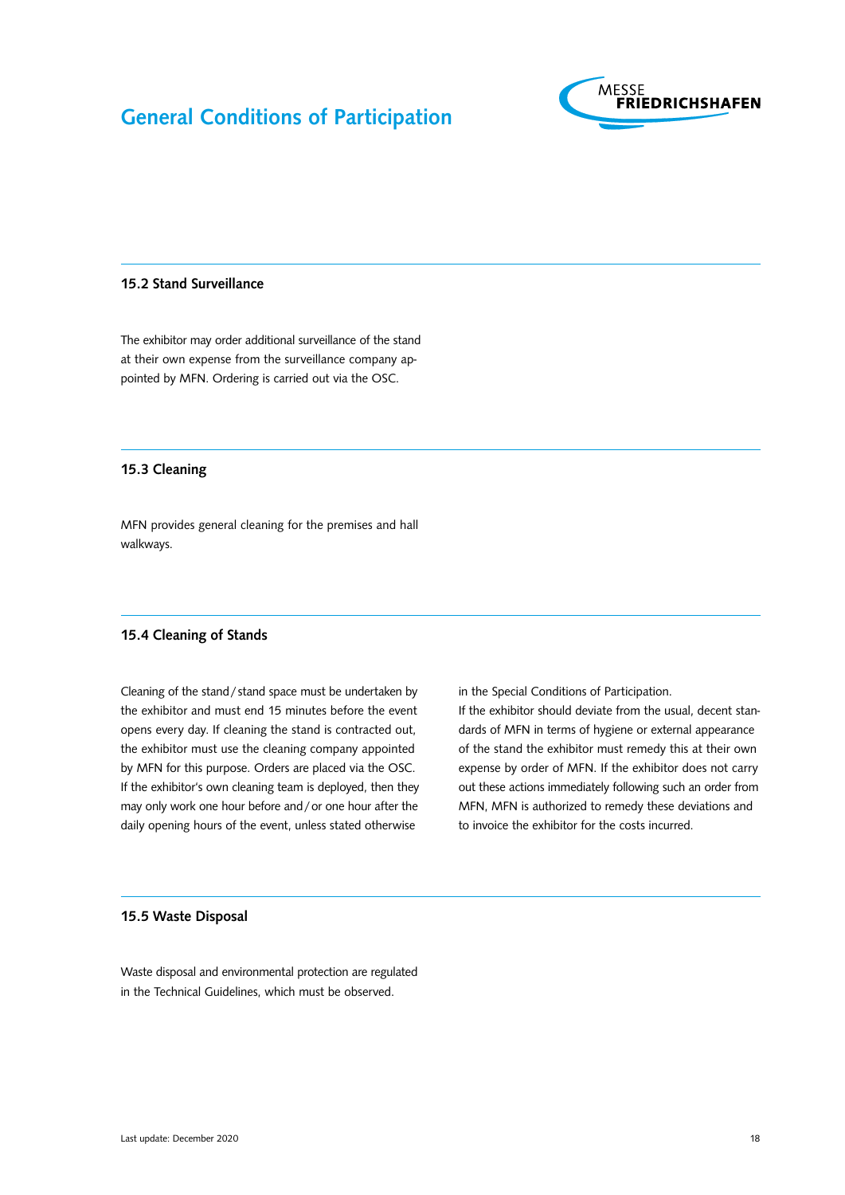### 15.2 Stand Surveillance

The exhibitor may order additional surveillance of the stand at their own expense from the surveillance company appointed by MFN. Ordering is carried out via the OSC.

### 15.3 Cleaning

MFN provides general cleaning for the premises and hall walkways.

### 15.4 Cleaning of Stands

Cleaning of the stand / stand space must be undertaken by the exhibitor and must end 15 minutes before the event opens every day. If cleaning the stand is contracted out, the exhibitor must use the cleaning company appointed by MFN for this purpose. Orders are placed via the OSC. If the exhibitor's own cleaning team is deployed, then they may only work one hour before and / or one hour after the daily opening hours of the event, unless stated otherwise in the Special Conditions of Participation.
If the exhibitor should deviate from the usual, decent standards of MFN in terms of hygiene or external appearance of the stand the exhibitor must remedy this at their own expense by order of MFN. If the exhibitor does not carry out these actions immediately following such an order from MFN, MFN is authorized to remedy these deviations and to invoice the exhibitor for the costs incurred.

### 15.5 Waste Disposal

Waste disposal and environmental protection are regulated in the Technical Guidelines, which must be observed.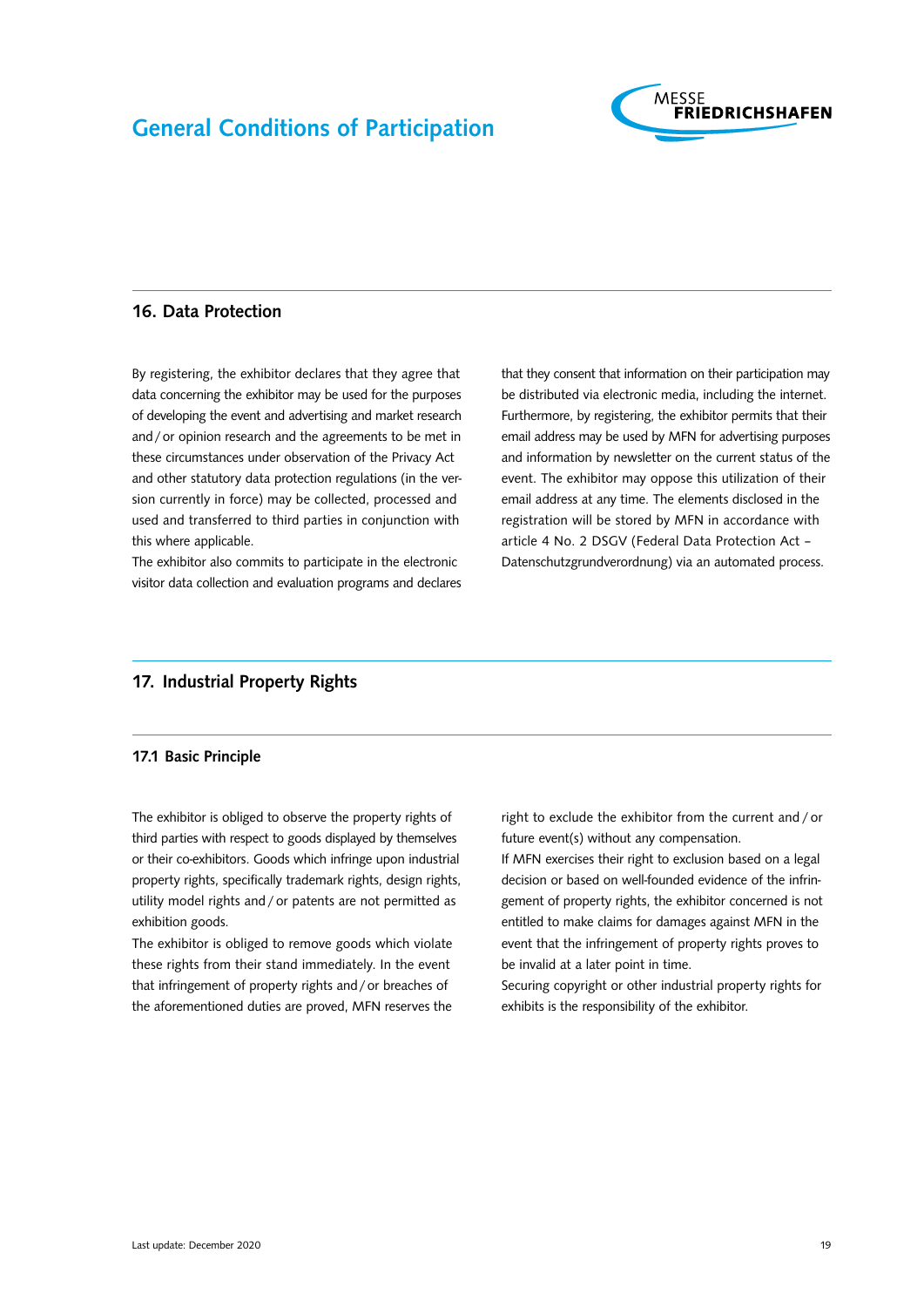## 16. Data Protection

By registering, the exhibitor declares that they agree that data concerning the exhibitor may be used for the purposes of developing the event and advertising and market research and / or opinion research and the agreements to be met in these circumstances under observation of the Privacy Act and other statutory data protection regulations (in the version currently in force) may be collected, processed and used and transferred to third parties in conjunction with this where applicable.
The exhibitor also commits to participate in the electronic visitor data collection and evaluation programs and declares that they consent that information on their participation may be distributed via electronic media, including the internet. Furthermore, by registering, the exhibitor permits that their email address may be used by MFN for advertising purposes and information by newsletter on the current status of the event. The exhibitor may oppose this utilization of their email address at any time. The elements disclosed in the registration will be stored by MFN in accordance with article 4 No. 2 DSGV (Federal Data Protection Act – Datenschutzgrundverordnung) via an automated process.

## 17. Industrial Property Rights

### 17.1 Basic Principle

The exhibitor is obliged to observe the property rights of third parties with respect to goods displayed by themselves or their co-exhibitors. Goods which infringe upon industrial property rights, specifically trademark rights, design rights, utility model rights and / or patents are not permitted as exhibition goods.
The exhibitor is obliged to remove goods which violate these rights from their stand immediately. In the event that infringement of property rights and / or breaches of the aforementioned duties are proved, MFN reserves the right to exclude the exhibitor from the current and / or future event(s) without any compensation.
If MFN exercises their right to exclusion based on a legal decision or based on well-founded evidence of the infringement of property rights, the exhibitor concerned is not entitled to make claims for damages against MFN in the event that the infringement of property rights proves to be invalid at a later point in time.
Securing copyright or other industrial property rights for exhibits is the responsibility of the exhibitor.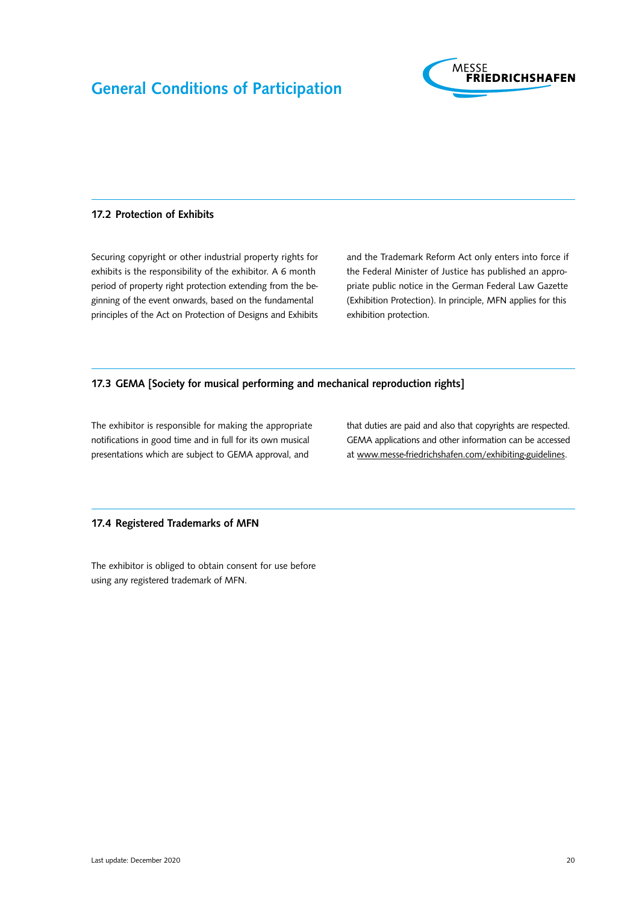### 17.2 Protection of Exhibits

Securing copyright or other industrial property rights for exhibits is the responsibility of the exhibitor. A 6 month period of property right protection extending from the beginning of the event onwards, based on the fundamental principles of the Act on Protection of Designs and Exhibits and the Trademark Reform Act only enters into force if the Federal Minister of Justice has published an appropriate public notice in the German Federal Law Gazette (Exhibition Protection). In principle, MFN applies for this exhibition protection.

### 17.3 GEMA [Society for musical performing and mechanical reproduction rights]

The exhibitor is responsible for making the appropriate notifications in good time and in full for its own musical presentations which are subject to GEMA approval, and that duties are paid and also that copyrights are respected. GEMA applications and other information can be accessed at www.messe-friedrichshafen.com/exhibiting-guidelines.

### 17.4 Registered Trademarks of MFN

The exhibitor is obliged to obtain consent for use before using any registered trademark of MFN.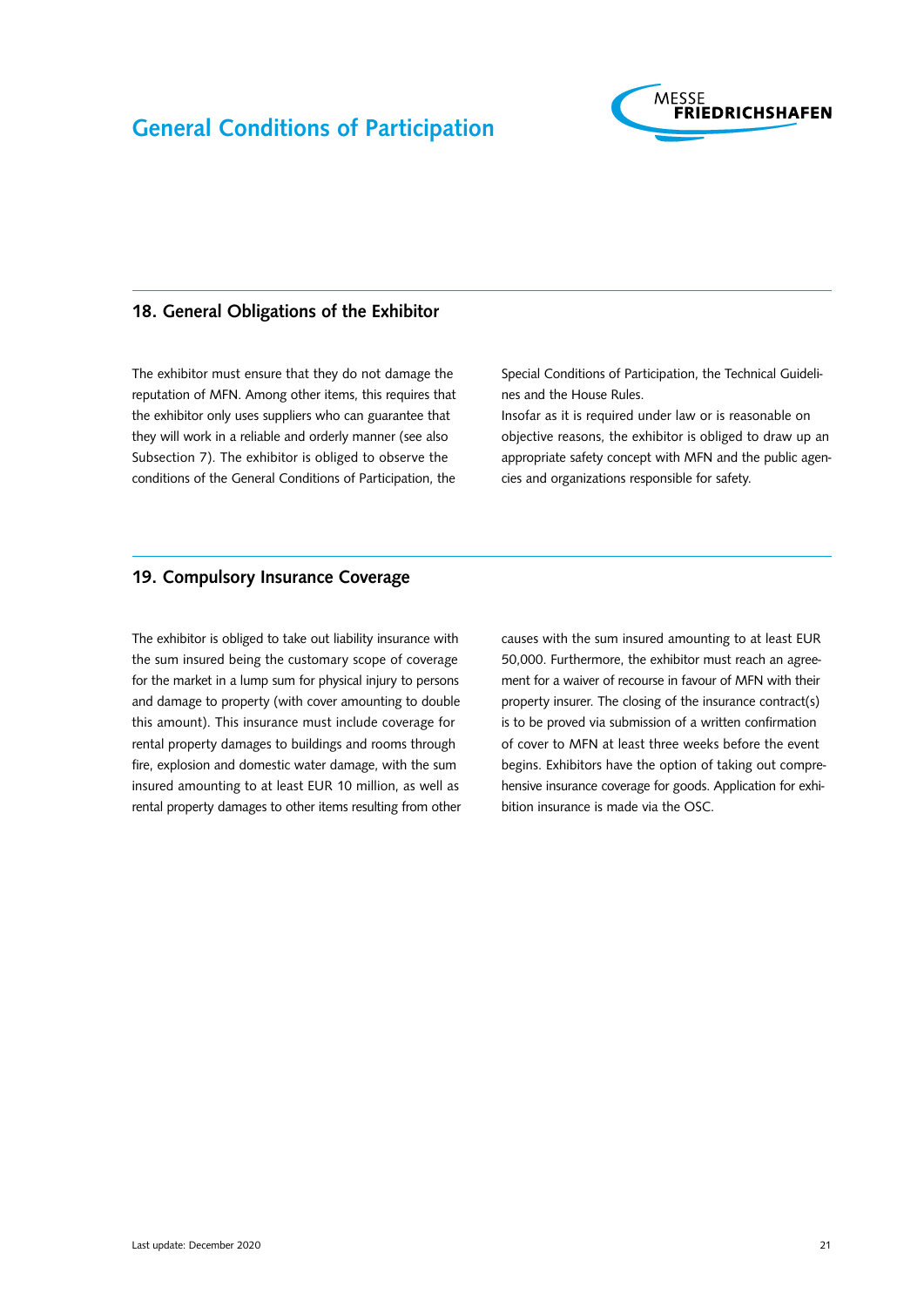## 18. General Obligations of the Exhibitor

The exhibitor must ensure that they do not damage the reputation of MFN. Among other items, this requires that the exhibitor only uses suppliers who can guarantee that they will work in a reliable and orderly manner (see also Subsection 7). The exhibitor is obliged to observe the conditions of the General Conditions of Participation, the Special Conditions of Participation, the Technical Guidelines and the House Rules.

Insofar as it is required under law or is reasonable on objective reasons, the exhibitor is obliged to draw up an appropriate safety concept with MFN and the public agencies and organizations responsible for safety.

## 19. Compulsory Insurance Coverage

The exhibitor is obliged to take out liability insurance with the sum insured being the customary scope of coverage for the market in a lump sum for physical injury to persons and damage to property (with cover amounting to double this amount). This insurance must include coverage for rental property damages to buildings and rooms through fire, explosion and domestic water damage, with the sum insured amounting to at least EUR 10 million, as well as rental property damages to other items resulting from other causes with the sum insured amounting to at least EUR 50,000. Furthermore, the exhibitor must reach an agreement for a waiver of recourse in favour of MFN with their property insurer. The closing of the insurance contract(s) is to be proved via submission of a written confirmation of cover to MFN at least three weeks before the event begins. Exhibitors have the option of taking out comprehensive insurance coverage for goods. Application for exhibition insurance is made via the OSC.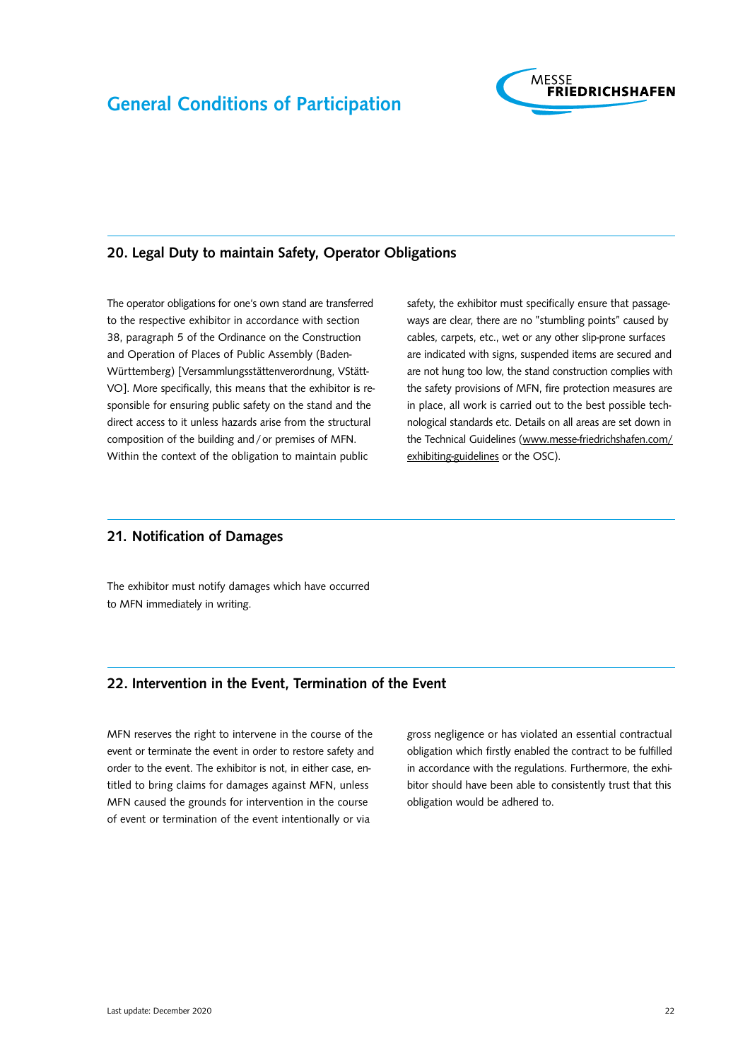## 20. Legal Duty to maintain Safety, Operator Obligations

The operator obligations for one's own stand are transferred to the respective exhibitor in accordance with section 38, paragraph 5 of the Ordinance on the Construction and Operation of Places of Public Assembly (Baden-Württemberg) [Versammlungsstättenverordnung, VStättVO]. More specifically, this means that the exhibitor is responsible for ensuring public safety on the stand and the direct access to it unless hazards arise from the structural composition of the building and / or premises of MFN. Within the context of the obligation to maintain public safety, the exhibitor must specifically ensure that passageways are clear, there are no "stumbling points" caused by cables, carpets, etc., wet or any other slip-prone surfaces are indicated with signs, suspended items are secured and are not hung too low, the stand construction complies with the safety provisions of MFN, fire protection measures are in place, all work is carried out to the best possible technological standards etc. Details on all areas are set down in the Technical Guidelines (www.messe-friedrichshafen.com/exhibiting-guidelines or the OSC).

## 21. Notification of Damages

The exhibitor must notify damages which have occurred to MFN immediately in writing.

## 22. Intervention in the Event, Termination of the Event

MFN reserves the right to intervene in the course of the event or terminate the event in order to restore safety and order to the event. The exhibitor is not, in either case, entitled to bring claims for damages against MFN, unless MFN caused the grounds for intervention in the course of event or termination of the event intentionally or via gross negligence or has violated an essential contractual obligation which firstly enabled the contract to be fulfilled in accordance with the regulations. Furthermore, the exhibitor should have been able to consistently trust that this obligation would be adhered to.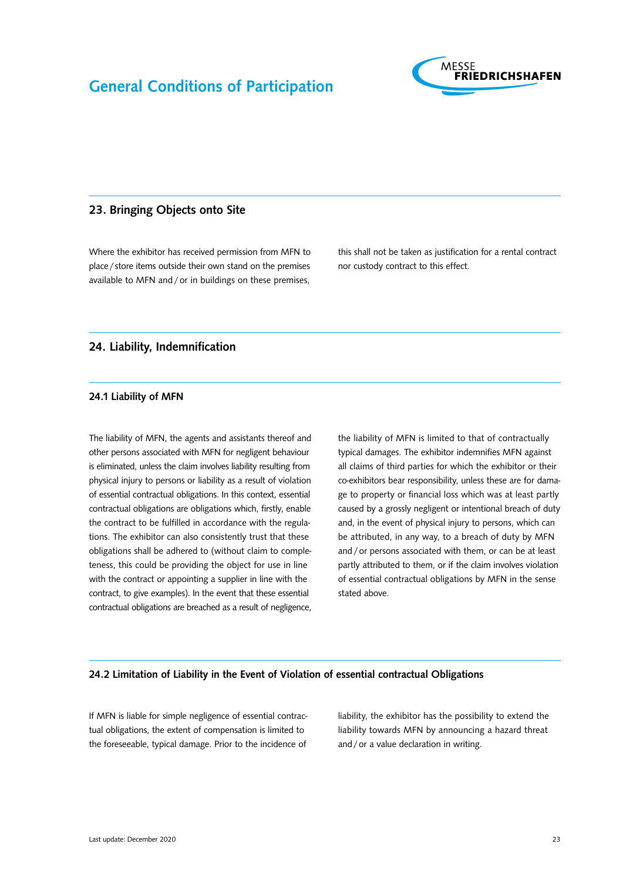## 23. Bringing Objects onto Site

Where the exhibitor has received permission from MFN to place / store items outside their own stand on the premises available to MFN and / or in buildings on these premises, this shall not be taken as justification for a rental contract nor custody contract to this effect.

## 24. Liability, Indemnification

### 24.1 Liability of MFN

The liability of MFN, the agents and assistants thereof and other persons associated with MFN for negligent behaviour is eliminated, unless the claim involves liability resulting from physical injury to persons or liability as a result of violation of essential contractual obligations. In this context, essential contractual obligations are obligations which, firstly, enable the contract to be fulfilled in accordance with the regulations. The exhibitor can also consistently trust that these obligations shall be adhered to (without claim to completeness, this could be providing the object for use in line with the contract or appointing a supplier in line with the contract, to give examples). In the event that these essential contractual obligations are breached as a result of negligence, the liability of MFN is limited to that of contractually typical damages. The exhibitor indemnifies MFN against all claims of third parties for which the exhibitor or their co-exhibitors bear responsibility, unless these are for damage to property or financial loss which was at least partly caused by a grossly negligent or intentional breach of duty and, in the event of physical injury to persons, which can be attributed, in any way, to a breach of duty by MFN and / or persons associated with them, or can be at least partly attributed to them, or if the claim involves violation of essential contractual obligations by MFN in the sense stated above.

### 24.2 Limitation of Liability in the Event of Violation of essential contractual Obligations

If MFN is liable for simple negligence of essential contractual obligations, the extent of compensation is limited to the foreseeable, typical damage. Prior to the incidence of liability, the exhibitor has the possibility to extend the liability towards MFN by announcing a hazard threat and / or a value declaration in writing.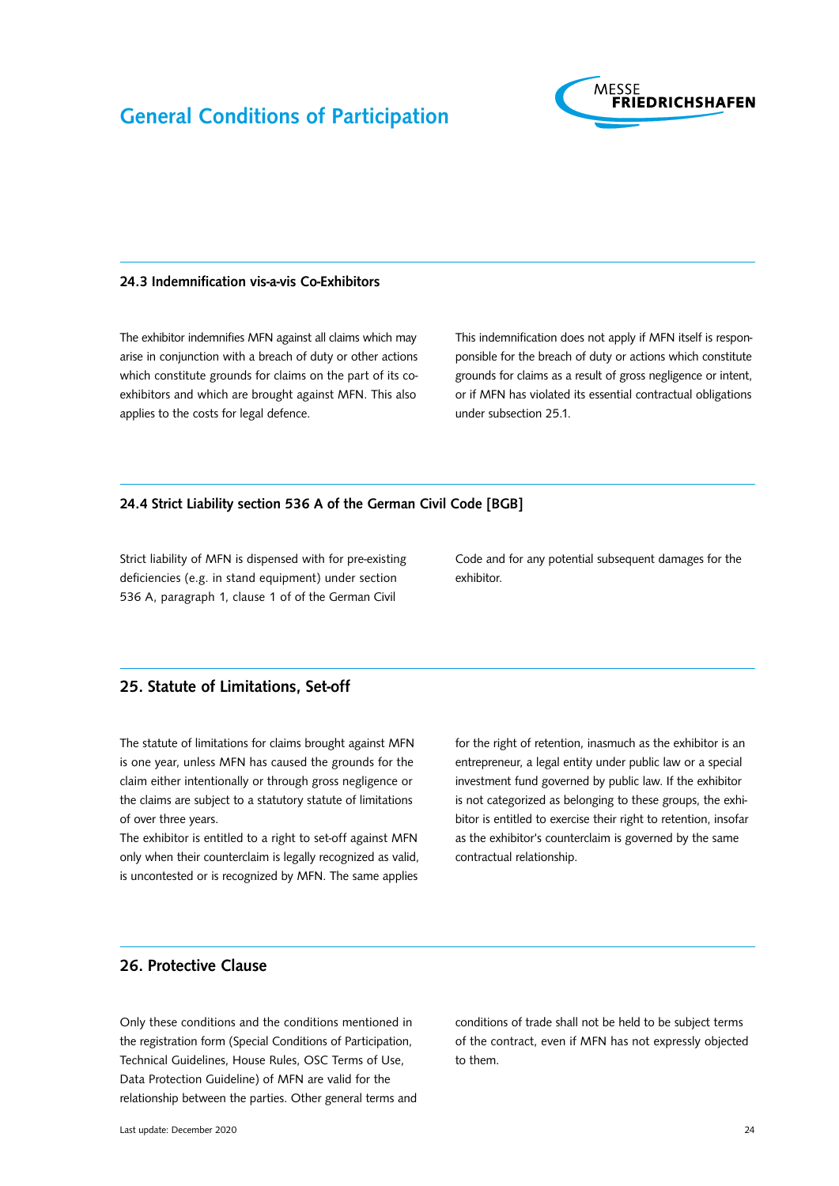### 24.3 Indemnification vis-a-vis Co-Exhibitors

The exhibitor indemnifies MFN against all claims which may arise in conjunction with a breach of duty or other actions which constitute grounds for claims on the part of its co-exhibitors and which are brought against MFN. This also applies to the costs for legal defence.

This indemnification does not apply if MFN itself is responponsible for the breach of duty or actions which constitute grounds for claims as a result of gross negligence or intent, or if MFN has violated its essential contractual obligations under subsection 25.1.

### 24.4 Strict Liability section 536 A of the German Civil Code [BGB]

Strict liability of MFN is dispensed with for pre-existing deficiencies (e.g. in stand equipment) under section 536 A, paragraph 1, clause 1 of of the German Civil Code and for any potential subsequent damages for the exhibitor.

## 25. Statute of Limitations, Set-off

The statute of limitations for claims brought against MFN is one year, unless MFN has caused the grounds for the claim either intentionally or through gross negligence or the claims are subject to a statutory statute of limitations of over three years.

The exhibitor is entitled to a right to set-off against MFN only when their counterclaim is legally recognized as valid, is uncontested or is recognized by MFN. The same applies for the right of retention, inasmuch as the exhibitor is an entrepreneur, a legal entity under public law or a special investment fund governed by public law. If the exhibitor is not categorized as belonging to these groups, the exhibitor is entitled to exercise their right to retention, insofar as the exhibitor's counterclaim is governed by the same contractual relationship.

## 26. Protective Clause

Only these conditions and the conditions mentioned in the registration form (Special Conditions of Participation, Technical Guidelines, House Rules, OSC Terms of Use, Data Protection Guideline) of MFN are valid for the relationship between the parties. Other general terms and conditions of trade shall not be held to be subject terms of the contract, even if MFN has not expressly objected to them.

Last update: December 2020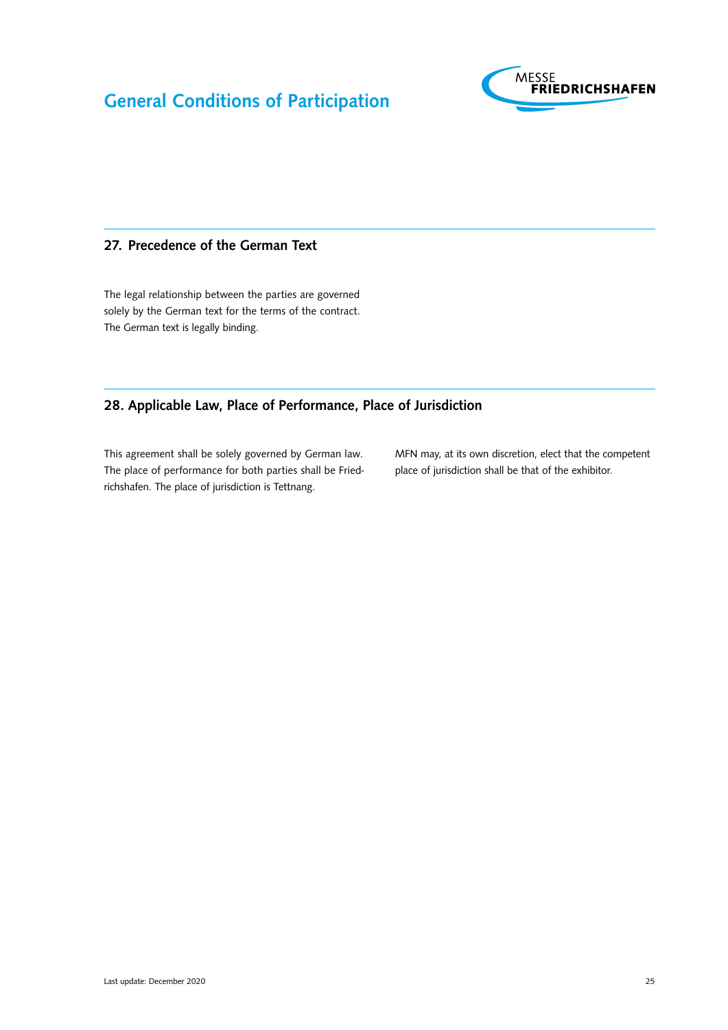## 27. Precedence of the German Text

The legal relationship between the parties are governed solely by the German text for the terms of the contract. The German text is legally binding.

## 28. Applicable Law, Place of Performance, Place of Jurisdiction

This agreement shall be solely governed by German law. The place of performance for both parties shall be Friedrichshafen. The place of jurisdiction is Tettnang.

MFN may, at its own discretion, elect that the competent place of jurisdiction shall be that of the exhibitor.